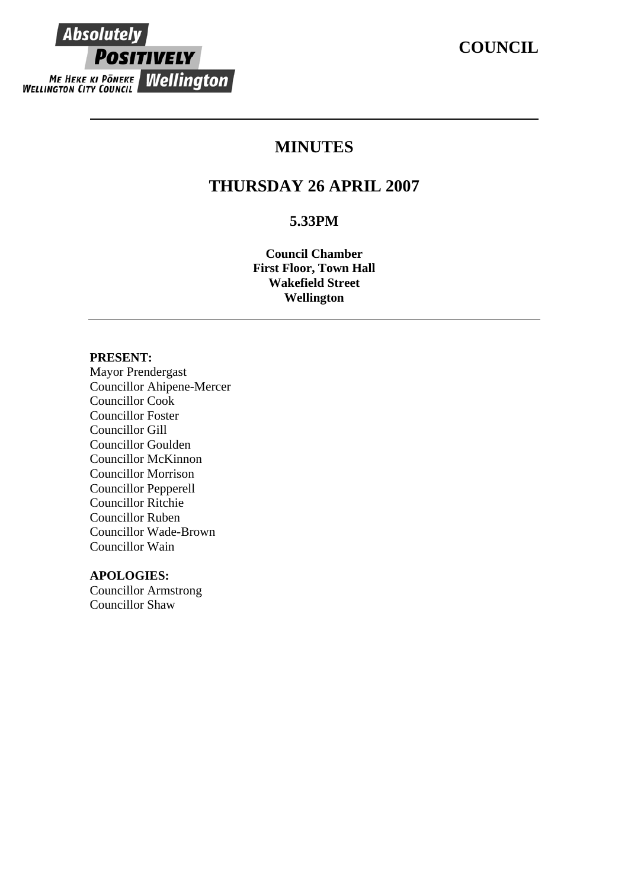Absolutely **POSITIVELY** Wellington

ME HEKE KI PŌNEKE
WELLINGTON CITY COUNCIL

**COUNCIL**

---

# MINUTES

## THURSDAY 26 APRIL 2007

### 5.33PM

**Council Chamber**
**First Floor, Town Hall**
**Wakefield Street**
**Wellington**

---

**PRESENT:**
Mayor Prendergast
Councillor Ahipene-Mercer
Councillor Cook
Councillor Foster
Councillor Gill
Councillor Goulden
Councillor McKinnon
Councillor Morrison
Councillor Pepperell
Councillor Ritchie
Councillor Ruben
Councillor Wade-Brown
Councillor Wain

**APOLOGIES:**
Councillor Armstrong
Councillor Shaw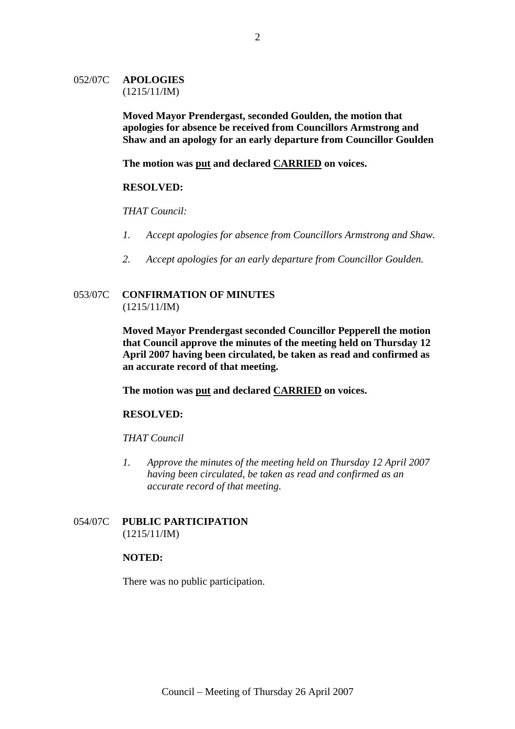052/07C **APOLOGIES**
(1215/11/IM)

**Moved Mayor Prendergast, seconded Goulden, the motion that apologies for absence be received from Councillors Armstrong and Shaw and an apology for an early departure from Councillor Goulden**

**The motion was put and declared CARRIED on voices.**

**RESOLVED:**

*THAT Council:*

1. *Accept apologies for absence from Councillors Armstrong and Shaw.*
2. *Accept apologies for an early departure from Councillor Goulden.*

053/07C **CONFIRMATION OF MINUTES**
(1215/11/IM)

**Moved Mayor Prendergast seconded Councillor Pepperell the motion that Council approve the minutes of the meeting held on Thursday 12 April 2007 having been circulated, be taken as read and confirmed as an accurate record of that meeting.**

**The motion was put and declared CARRIED on voices.**

**RESOLVED:**

*THAT Council*

1. *Approve the minutes of the meeting held on Thursday 12 April 2007 having been circulated, be taken as read and confirmed as an accurate record of that meeting.*

054/07C **PUBLIC PARTICIPATION**
(1215/11/IM)

**NOTED:**

There was no public participation.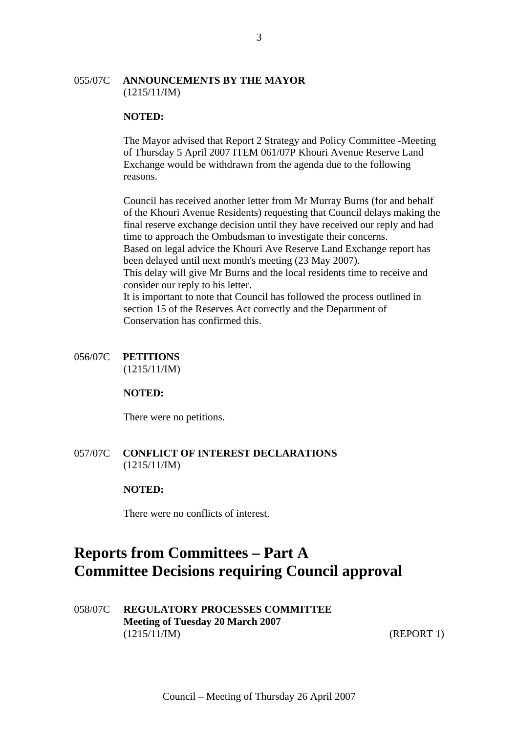055/07C **ANNOUNCEMENTS BY THE MAYOR**
(1215/11/IM)

**NOTED:**

The Mayor advised that Report 2 Strategy and Policy Committee -Meeting of Thursday 5 April 2007 ITEM 061/07P Khouri Avenue Reserve Land Exchange would be withdrawn from the agenda due to the following reasons.

Council has received another letter from Mr Murray Burns (for and behalf of the Khouri Avenue Residents) requesting that Council delays making the final reserve exchange decision until they have received our reply and had time to approach the Ombudsman to investigate their concerns.
Based on legal advice the Khouri Ave Reserve Land Exchange report has been delayed until next month's meeting (23 May 2007).
This delay will give Mr Burns and the local residents time to receive and consider our reply to his letter.
It is important to note that Council has followed the process outlined in section 15 of the Reserves Act correctly and the Department of Conservation has confirmed this.

056/07C **PETITIONS**
(1215/11/IM)

**NOTED:**

There were no petitions.

057/07C **CONFLICT OF INTEREST DECLARATIONS**
(1215/11/IM)

**NOTED:**

There were no conflicts of interest.

# Reports from Committees – Part A
# Committee Decisions requiring Council approval

058/07C **REGULATORY PROCESSES COMMITTEE**
**Meeting of Tuesday 20 March 2007**
(1215/11/IM) (REPORT 1)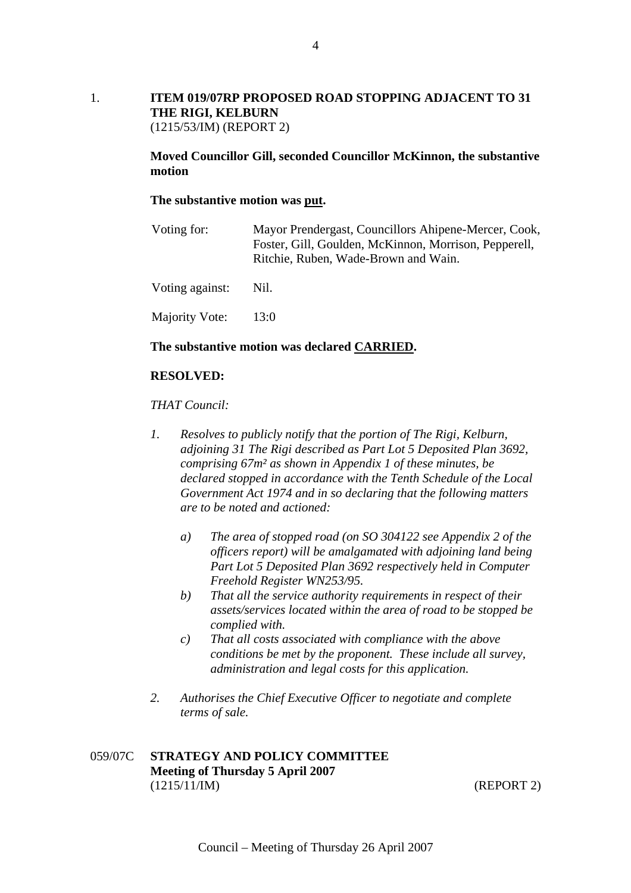1. **ITEM 019/07RP PROPOSED ROAD STOPPING ADJACENT TO 31 THE RIGI, KELBURN**
(1215/53/IM) (REPORT 2)

**Moved Councillor Gill, seconded Councillor McKinnon, the substantive motion**

**The substantive motion was put.**

| | |
|---|---|
| Voting for: | Mayor Prendergast, Councillors Ahipene-Mercer, Cook, Foster, Gill, Goulden, McKinnon, Morrison, Pepperell, Ritchie, Ruben, Wade-Brown and Wain. |
| Voting against: | Nil. |
| Majority Vote: | 13:0 |

**The substantive motion was declared CARRIED.**

**RESOLVED:**

*THAT Council:*

1. *Resolves to publicly notify that the portion of The Rigi, Kelburn, adjoining 31 The Rigi described as Part Lot 5 Deposited Plan 3692, comprising 67m² as shown in Appendix 1 of these minutes, be declared stopped in accordance with the Tenth Schedule of the Local Government Act 1974 and in so declaring that the following matters are to be noted and actioned:*
   - a) *The area of stopped road (on SO 304122 see Appendix 2 of the officers report) will be amalgamated with adjoining land being Part Lot 5 Deposited Plan 3692 respectively held in Computer Freehold Register WN253/95.*
   - b) *That all the service authority requirements in respect of their assets/services located within the area of road to be stopped be complied with.*
   - c) *That all costs associated with compliance with the above conditions be met by the proponent. These include all survey, administration and legal costs for this application.*
2. *Authorises the Chief Executive Officer to negotiate and complete terms of sale.*

059/07C **STRATEGY AND POLICY COMMITTEE**
**Meeting of Thursday 5 April 2007**
(1215/11/IM) (REPORT 2)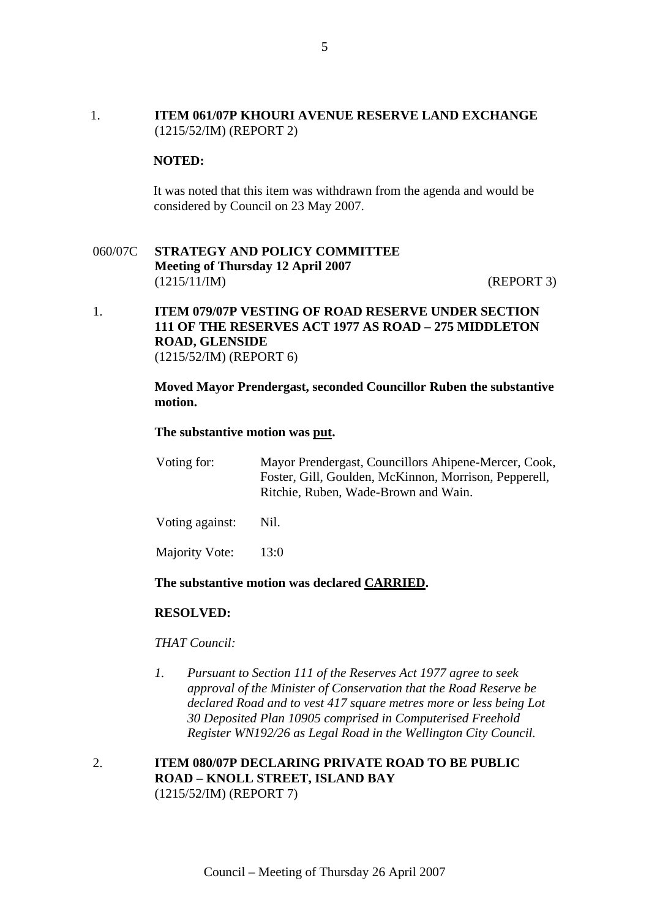1. **ITEM 061/07P KHOURI AVENUE RESERVE LAND EXCHANGE**
   (1215/52/IM) (REPORT 2)

   **NOTED:**

   It was noted that this item was withdrawn from the agenda and would be considered by Council on 23 May 2007.

060/07C **STRATEGY AND POLICY COMMITTEE**
**Meeting of Thursday 12 April 2007**
(1215/11/IM) (REPORT 3)

1. **ITEM 079/07P VESTING OF ROAD RESERVE UNDER SECTION 111 OF THE RESERVES ACT 1977 AS ROAD – 275 MIDDLETON ROAD, GLENSIDE**
   (1215/52/IM) (REPORT 6)

   **Moved Mayor Prendergast, seconded Councillor Ruben the substantive motion.**

   **The substantive motion was put.**

   Voting for: Mayor Prendergast, Councillors Ahipene-Mercer, Cook, Foster, Gill, Goulden, McKinnon, Morrison, Pepperell, Ritchie, Ruben, Wade-Brown and Wain.

   Voting against: Nil.

   Majority Vote: 13:0

   **The substantive motion was declared CARRIED.**

   **RESOLVED:**

   *THAT Council:*

   *1. Pursuant to Section 111 of the Reserves Act 1977 agree to seek approval of the Minister of Conservation that the Road Reserve be declared Road and to vest 417 square metres more or less being Lot 30 Deposited Plan 10905 comprised in Computerised Freehold Register WN192/26 as Legal Road in the Wellington City Council.*

2. **ITEM 080/07P DECLARING PRIVATE ROAD TO BE PUBLIC ROAD – KNOLL STREET, ISLAND BAY**
   (1215/52/IM) (REPORT 7)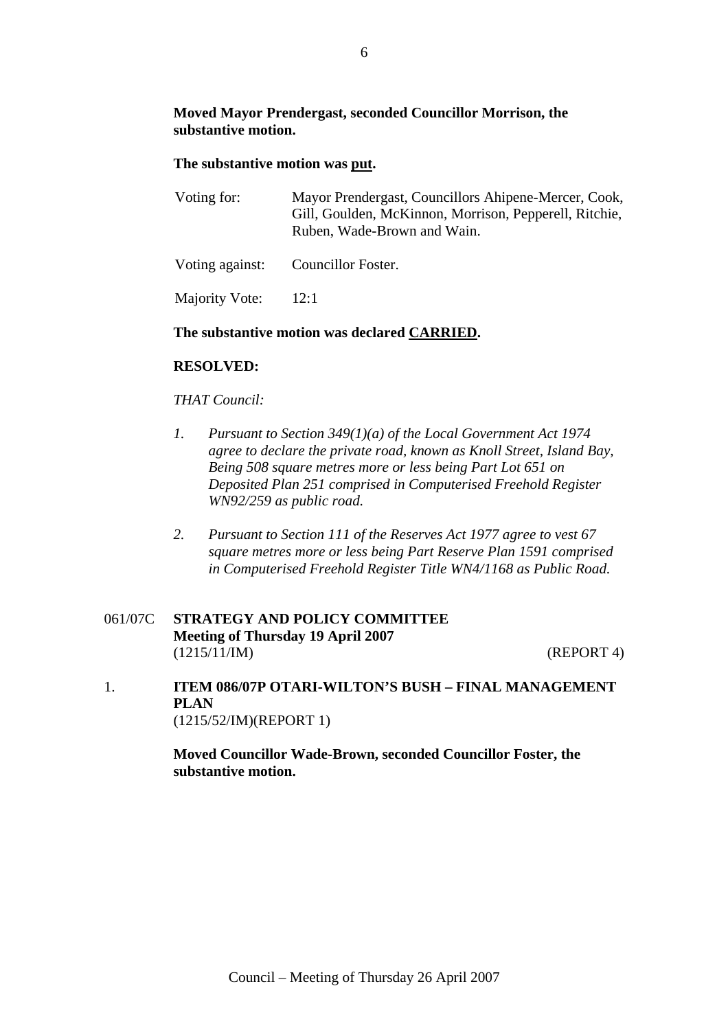**Moved Mayor Prendergast, seconded Councillor Morrison, the substantive motion.**

**The substantive motion was put.**

| | |
|---|---|
| Voting for: | Mayor Prendergast, Councillors Ahipene-Mercer, Cook, Gill, Goulden, McKinnon, Morrison, Pepperell, Ritchie, Ruben, Wade-Brown and Wain. |
| Voting against: | Councillor Foster. |
| Majority Vote: | 12:1 |

**The substantive motion was declared CARRIED.**

**RESOLVED:**

*THAT Council:*

1. *Pursuant to Section 349(1)(a) of the Local Government Act 1974 agree to declare the private road, known as Knoll Street, Island Bay, Being 508 square metres more or less being Part Lot 651 on Deposited Plan 251 comprised in Computerised Freehold Register WN92/259 as public road.*

2. *Pursuant to Section 111 of the Reserves Act 1977 agree to vest 67 square metres more or less being Part Reserve Plan 1591 comprised in Computerised Freehold Register Title WN4/1168 as Public Road.*

061/07C **STRATEGY AND POLICY COMMITTEE**
**Meeting of Thursday 19 April 2007**
(1215/11/IM) (REPORT 4)

1. **ITEM 086/07P OTARI-WILTON'S BUSH – FINAL MANAGEMENT PLAN**
(1215/52/IM)(REPORT 1)

**Moved Councillor Wade-Brown, seconded Councillor Foster, the substantive motion.**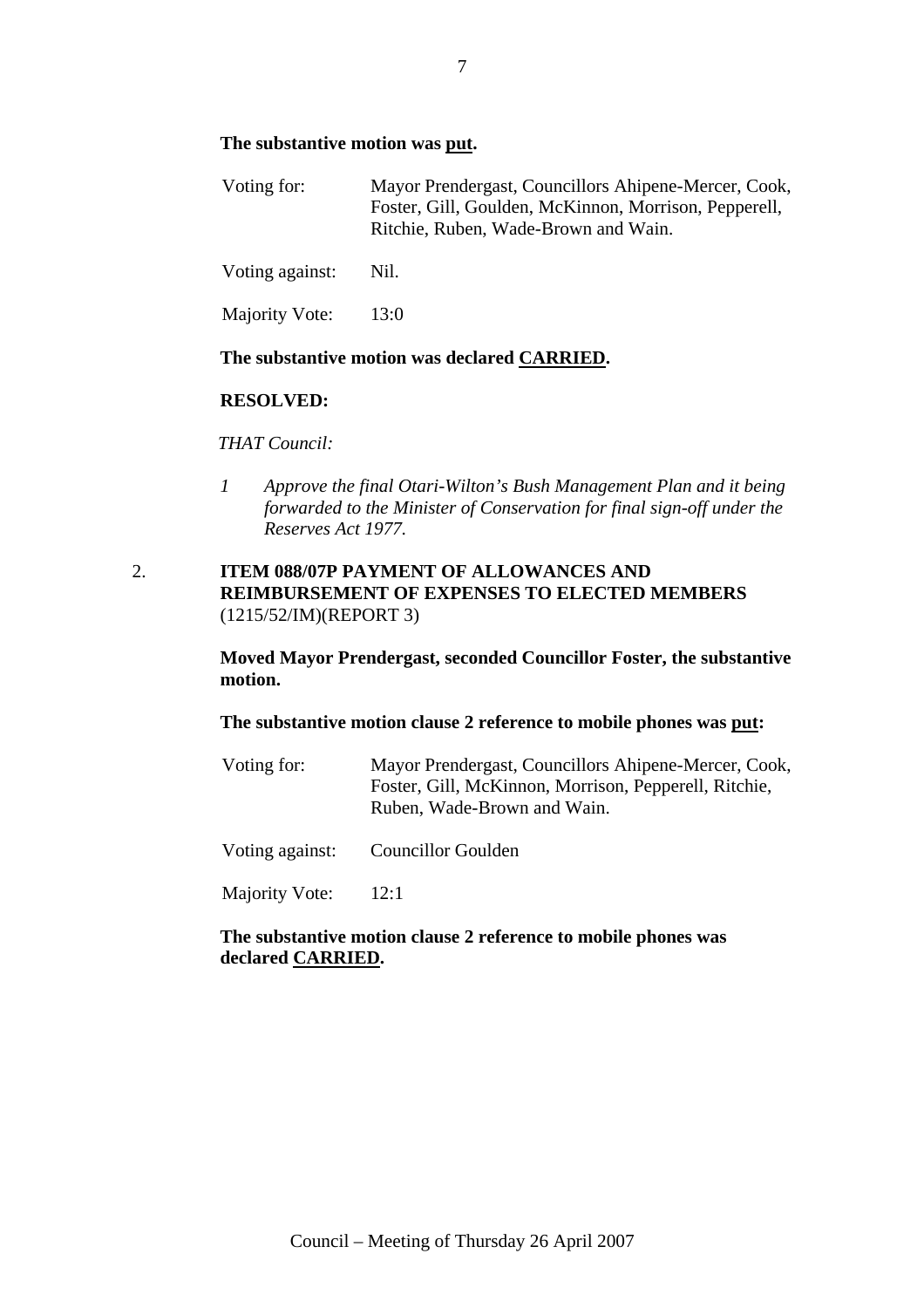**The substantive motion was put.**

| | |
|---|---|
| Voting for: | Mayor Prendergast, Councillors Ahipene-Mercer, Cook, Foster, Gill, Goulden, McKinnon, Morrison, Pepperell, Ritchie, Ruben, Wade-Brown and Wain. |
| Voting against: | Nil. |
| Majority Vote: | 13:0 |

**The substantive motion was declared CARRIED.**

**RESOLVED:**

*THAT Council:*

1. *Approve the final Otari-Wilton's Bush Management Plan and it being forwarded to the Minister of Conservation for final sign-off under the Reserves Act 1977.*

## 2. ITEM 088/07P PAYMENT OF ALLOWANCES AND REIMBURSEMENT OF EXPENSES TO ELECTED MEMBERS
(1215/52/IM)(REPORT 3)

**Moved Mayor Prendergast, seconded Councillor Foster, the substantive motion.**

**The substantive motion clause 2 reference to mobile phones was put:**

| | |
|---|---|
| Voting for: | Mayor Prendergast, Councillors Ahipene-Mercer, Cook, Foster, Gill, McKinnon, Morrison, Pepperell, Ritchie, Ruben, Wade-Brown and Wain. |
| Voting against: | Councillor Goulden |
| Majority Vote: | 12:1 |

**The substantive motion clause 2 reference to mobile phones was declared CARRIED.**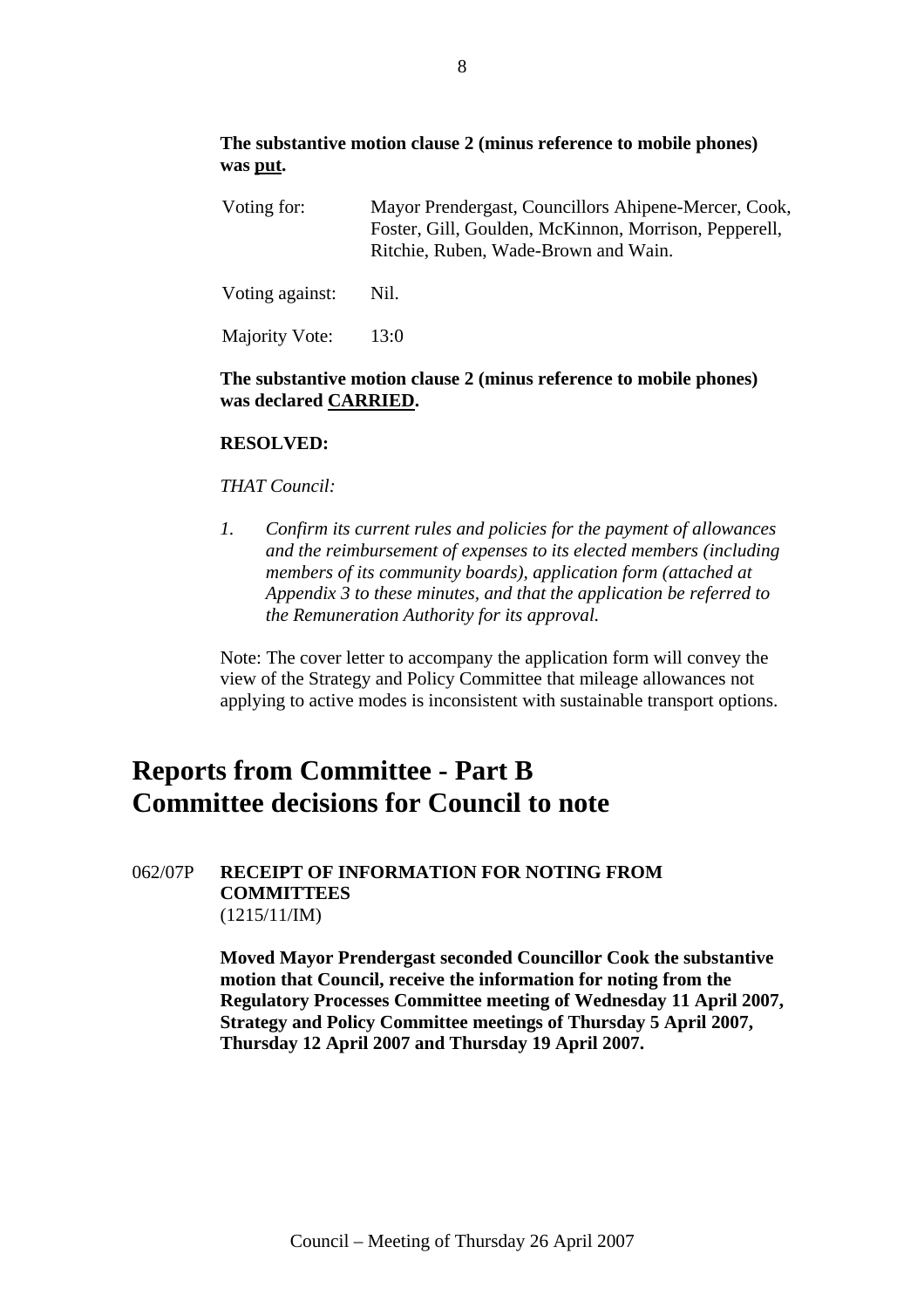**The substantive motion clause 2 (minus reference to mobile phones) was <u>put</u>.**

| | |
|---|---|
| Voting for: | Mayor Prendergast, Councillors Ahipene-Mercer, Cook, Foster, Gill, Goulden, McKinnon, Morrison, Pepperell, Ritchie, Ruben, Wade-Brown and Wain. |
| Voting against: | Nil. |
| Majority Vote: | 13:0 |

**The substantive motion clause 2 (minus reference to mobile phones) was declared <u>CARRIED</u>.**

**RESOLVED:**

*THAT Council:*

1. *Confirm its current rules and policies for the payment of allowances and the reimbursement of expenses to its elected members (including members of its community boards), application form (attached at Appendix 3 to these minutes, and that the application be referred to the Remuneration Authority for its approval.*

Note: The cover letter to accompany the application form will convey the view of the Strategy and Policy Committee that mileage allowances not applying to active modes is inconsistent with sustainable transport options.

# Reports from Committee - Part B
# Committee decisions for Council to note

062/07P **RECEIPT OF INFORMATION FOR NOTING FROM COMMITTEES**
(1215/11/IM)

**Moved Mayor Prendergast seconded Councillor Cook the substantive motion that Council, receive the information for noting from the Regulatory Processes Committee meeting of Wednesday 11 April 2007, Strategy and Policy Committee meetings of Thursday 5 April 2007, Thursday 12 April 2007 and Thursday 19 April 2007.**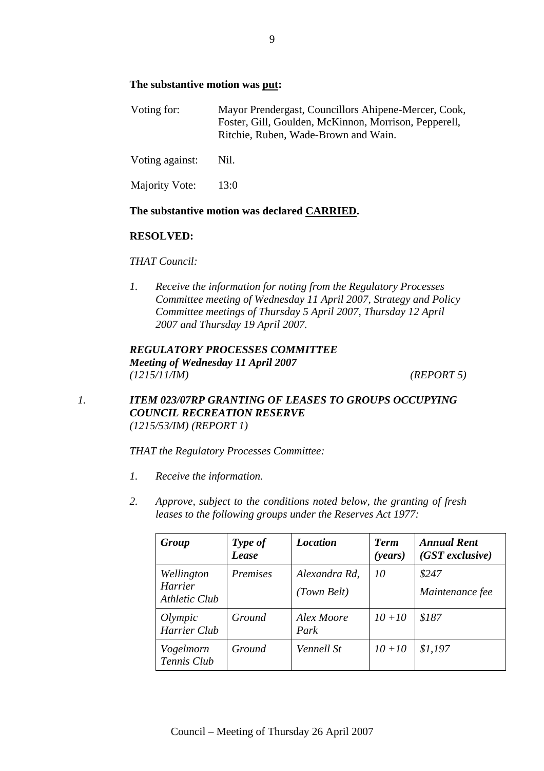**The substantive motion was put:**

Voting for: Mayor Prendergast, Councillors Ahipene-Mercer, Cook, Foster, Gill, Goulden, McKinnon, Morrison, Pepperell, Ritchie, Ruben, Wade-Brown and Wain.

Voting against: Nil.

Majority Vote: 13:0

**The substantive motion was declared CARRIED.**

**RESOLVED:**

*THAT Council:*

1. *Receive the information for noting from the Regulatory Processes Committee meeting of Wednesday 11 April 2007, Strategy and Policy Committee meetings of Thursday 5 April 2007, Thursday 12 April 2007 and Thursday 19 April 2007.*

***REGULATORY PROCESSES COMMITTEE***
***Meeting of Wednesday 11 April 2007***
*(1215/11/IM)* *(REPORT 5)*

1. ***ITEM 023/07RP GRANTING OF LEASES TO GROUPS OCCUPYING COUNCIL RECREATION RESERVE***
*(1215/53/IM) (REPORT 1)*

*THAT the Regulatory Processes Committee:*

1. *Receive the information.*

2. *Approve, subject to the conditions noted below, the granting of fresh leases to the following groups under the Reserves Act 1977:*

| ***Group*** | ***Type of Lease*** | ***Location*** | ***Term (years)*** | ***Annual Rent (GST exclusive)*** |
|---|---|---|---|---|
| *Wellington Harrier Athletic Club* | *Premises* | *Alexandra Rd, (Town Belt)* | *10* | *$247 Maintenance fee* |
| *Olympic Harrier Club* | *Ground* | *Alex Moore Park* | *10 +10* | *$187* |
| *Vogelmorn Tennis Club* | *Ground* | *Vennell St* | *10 +10* | *$1,197* |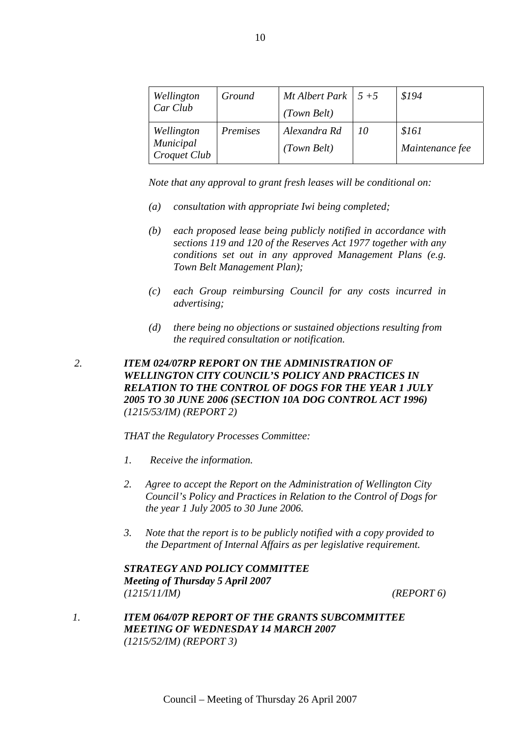| *Wellington Car Club* | *Ground* | *Mt Albert Park (Town Belt)* | *5 +5* | *$194* |
|---|---|---|---|---|
| *Wellington Municipal Croquet Club* | *Premises* | *Alexandra Rd (Town Belt)* | *10* | *$161 Maintenance fee* |

*Note that any approval to grant fresh leases will be conditional on:*

*(a) consultation with appropriate Iwi being completed;*

*(b) each proposed lease being publicly notified in accordance with sections 119 and 120 of the Reserves Act 1977 together with any conditions set out in any approved Management Plans (e.g. Town Belt Management Plan);*

*(c) each Group reimbursing Council for any costs incurred in advertising;*

*(d) there being no objections or sustained objections resulting from the required consultation or notification.*

*2.* ***ITEM 024/07RP REPORT ON THE ADMINISTRATION OF WELLINGTON CITY COUNCIL'S POLICY AND PRACTICES IN RELATION TO THE CONTROL OF DOGS FOR THE YEAR 1 JULY 2005 TO 30 JUNE 2006 (SECTION 10A DOG CONTROL ACT 1996)*** *(1215/53/IM) (REPORT 2)*

*THAT the Regulatory Processes Committee:*

*1. Receive the information.*

*2. Agree to accept the Report on the Administration of Wellington City Council's Policy and Practices in Relation to the Control of Dogs for the year 1 July 2005 to 30 June 2006.*

*3. Note that the report is to be publicly notified with a copy provided to the Department of Internal Affairs as per legislative requirement.*

***STRATEGY AND POLICY COMMITTEE***
***Meeting of Thursday 5 April 2007***
*(1215/11/IM) (REPORT 6)*

*1.* ***ITEM 064/07P REPORT OF THE GRANTS SUBCOMMITTEE MEETING OF WEDNESDAY 14 MARCH 2007*** *(1215/52/IM) (REPORT 3)*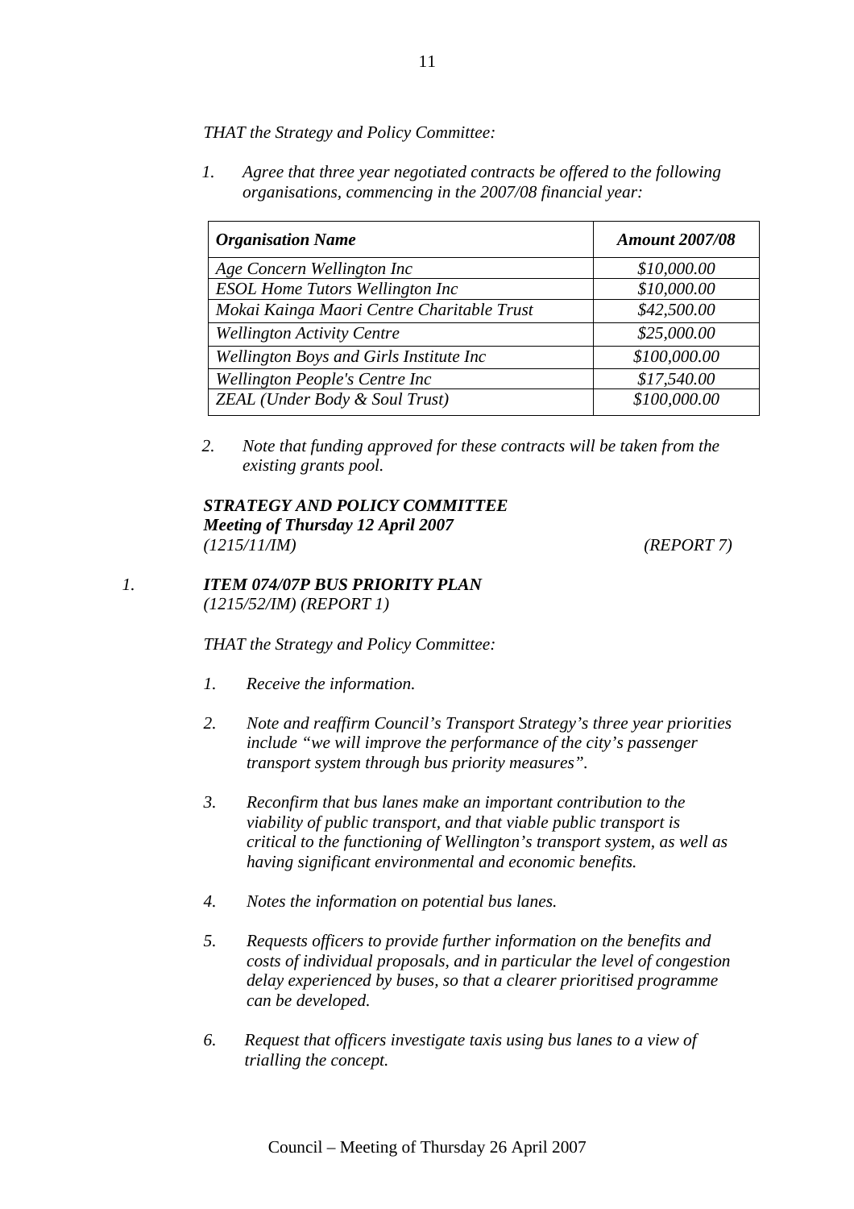*THAT the Strategy and Policy Committee:*

1. *Agree that three year negotiated contracts be offered to the following organisations, commencing in the 2007/08 financial year:*

| ***Organisation Name*** | ***Amount 2007/08*** |
|---|---|
| *Age Concern Wellington Inc* | *$10,000.00* |
| *ESOL Home Tutors Wellington Inc* | *$10,000.00* |
| *Mokai Kainga Maori Centre Charitable Trust* | *$42,500.00* |
| *Wellington Activity Centre* | *$25,000.00* |
| *Wellington Boys and Girls Institute Inc* | *$100,000.00* |
| *Wellington People's Centre Inc* | *$17,540.00* |
| *ZEAL (Under Body & Soul Trust)* | *$100,000.00* |

2. *Note that funding approved for these contracts will be taken from the existing grants pool.*

***STRATEGY AND POLICY COMMITTEE***
***Meeting of Thursday 12 April 2007***
*(1215/11/IM) (REPORT 7)*

## 1. *ITEM 074/07P BUS PRIORITY PLAN*

*(1215/52/IM) (REPORT 1)*

*THAT the Strategy and Policy Committee:*

1. *Receive the information.*

2. *Note and reaffirm Council's Transport Strategy's three year priorities include "we will improve the performance of the city's passenger transport system through bus priority measures".*

3. *Reconfirm that bus lanes make an important contribution to the viability of public transport, and that viable public transport is critical to the functioning of Wellington's transport system, as well as having significant environmental and economic benefits.*

4. *Notes the information on potential bus lanes.*

5. *Requests officers to provide further information on the benefits and costs of individual proposals, and in particular the level of congestion delay experienced by buses, so that a clearer prioritised programme can be developed.*

6. *Request that officers investigate taxis using bus lanes to a view of trialling the concept.*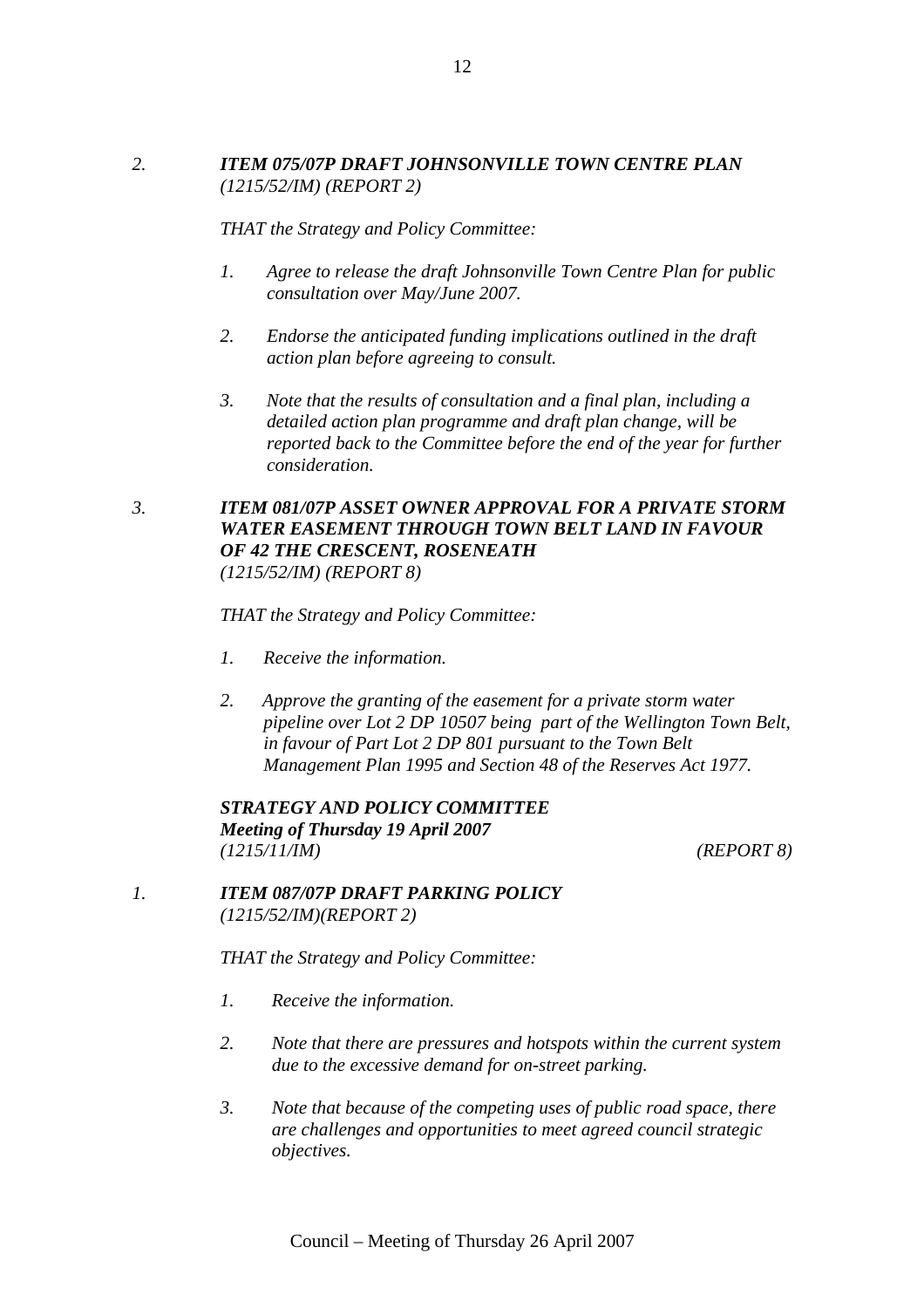*2.* ***ITEM 075/07P DRAFT JOHNSONVILLE TOWN CENTRE PLAN***
*(1215/52/IM) (REPORT 2)*

*THAT the Strategy and Policy Committee:*

1. *Agree to release the draft Johnsonville Town Centre Plan for public consultation over May/June 2007.*

2. *Endorse the anticipated funding implications outlined in the draft action plan before agreeing to consult.*

3. *Note that the results of consultation and a final plan, including a detailed action plan programme and draft plan change, will be reported back to the Committee before the end of the year for further consideration.*

*3.* ***ITEM 081/07P ASSET OWNER APPROVAL FOR A PRIVATE STORM WATER EASEMENT THROUGH TOWN BELT LAND IN FAVOUR OF 42 THE CRESCENT, ROSENEATH***
*(1215/52/IM) (REPORT 8)*

*THAT the Strategy and Policy Committee:*

1. *Receive the information.*

2. *Approve the granting of the easement for a private storm water pipeline over Lot 2 DP 10507 being part of the Wellington Town Belt, in favour of Part Lot 2 DP 801 pursuant to the Town Belt Management Plan 1995 and Section 48 of the Reserves Act 1977.*

***STRATEGY AND POLICY COMMITTEE***
***Meeting of Thursday 19 April 2007***
*(1215/11/IM)* *(REPORT 8)*

*1.* ***ITEM 087/07P DRAFT PARKING POLICY***
*(1215/52/IM)(REPORT 2)*

*THAT the Strategy and Policy Committee:*

1. *Receive the information.*

2. *Note that there are pressures and hotspots within the current system due to the excessive demand for on-street parking.*

3. *Note that because of the competing uses of public road space, there are challenges and opportunities to meet agreed council strategic objectives.*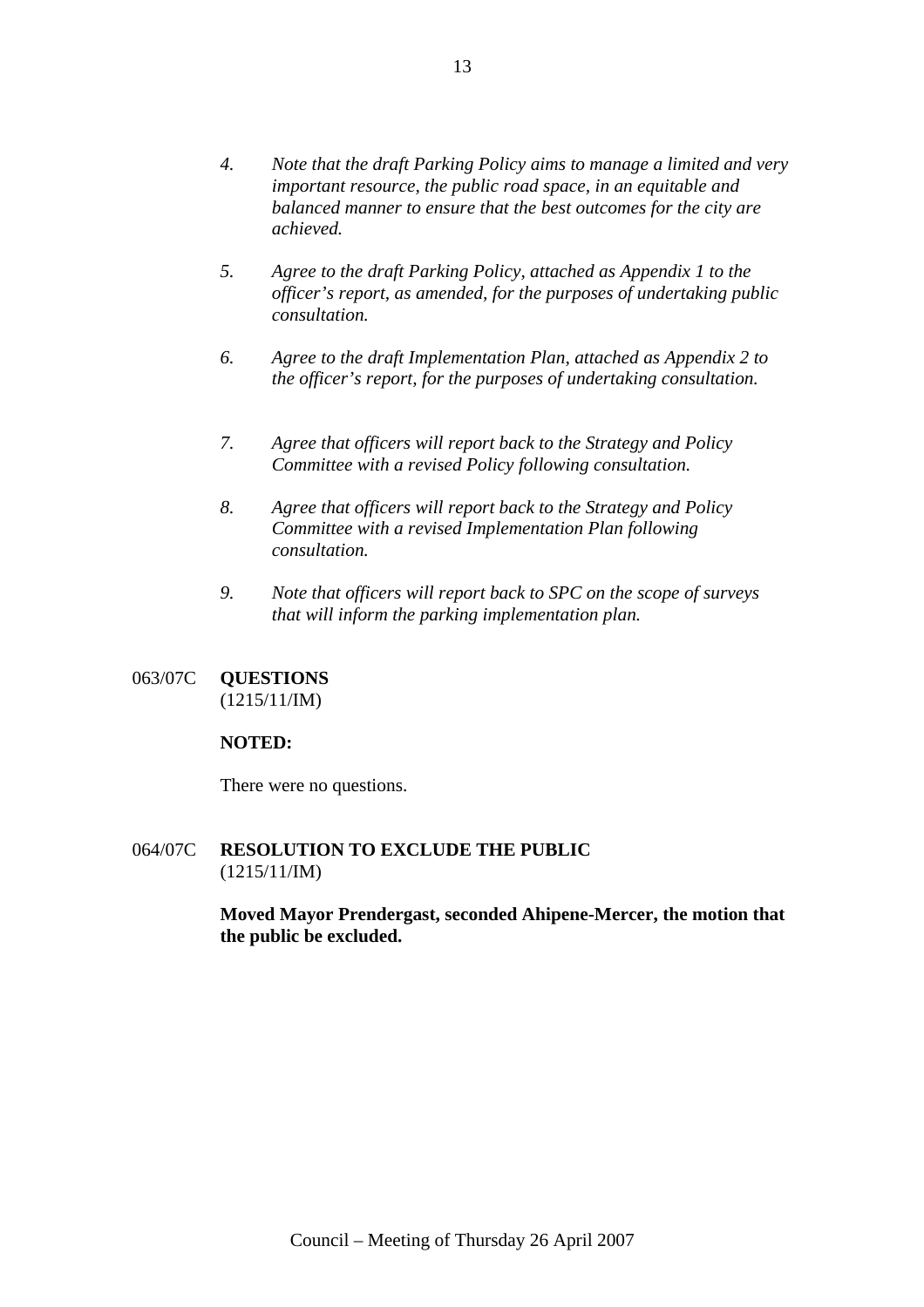4. *Note that the draft Parking Policy aims to manage a limited and very important resource, the public road space, in an equitable and balanced manner to ensure that the best outcomes for the city are achieved.*

5. *Agree to the draft Parking Policy, attached as Appendix 1 to the officer's report, as amended, for the purposes of undertaking public consultation.*

6. *Agree to the draft Implementation Plan, attached as Appendix 2 to the officer's report, for the purposes of undertaking consultation.*

7. *Agree that officers will report back to the Strategy and Policy Committee with a revised Policy following consultation.*

8. *Agree that officers will report back to the Strategy and Policy Committee with a revised Implementation Plan following consultation.*

9. *Note that officers will report back to SPC on the scope of surveys that will inform the parking implementation plan.*

063/07C **QUESTIONS**
(1215/11/IM)

**NOTED:**

There were no questions.

064/07C **RESOLUTION TO EXCLUDE THE PUBLIC**
(1215/11/IM)

**Moved Mayor Prendergast, seconded Ahipene-Mercer, the motion that the public be excluded.**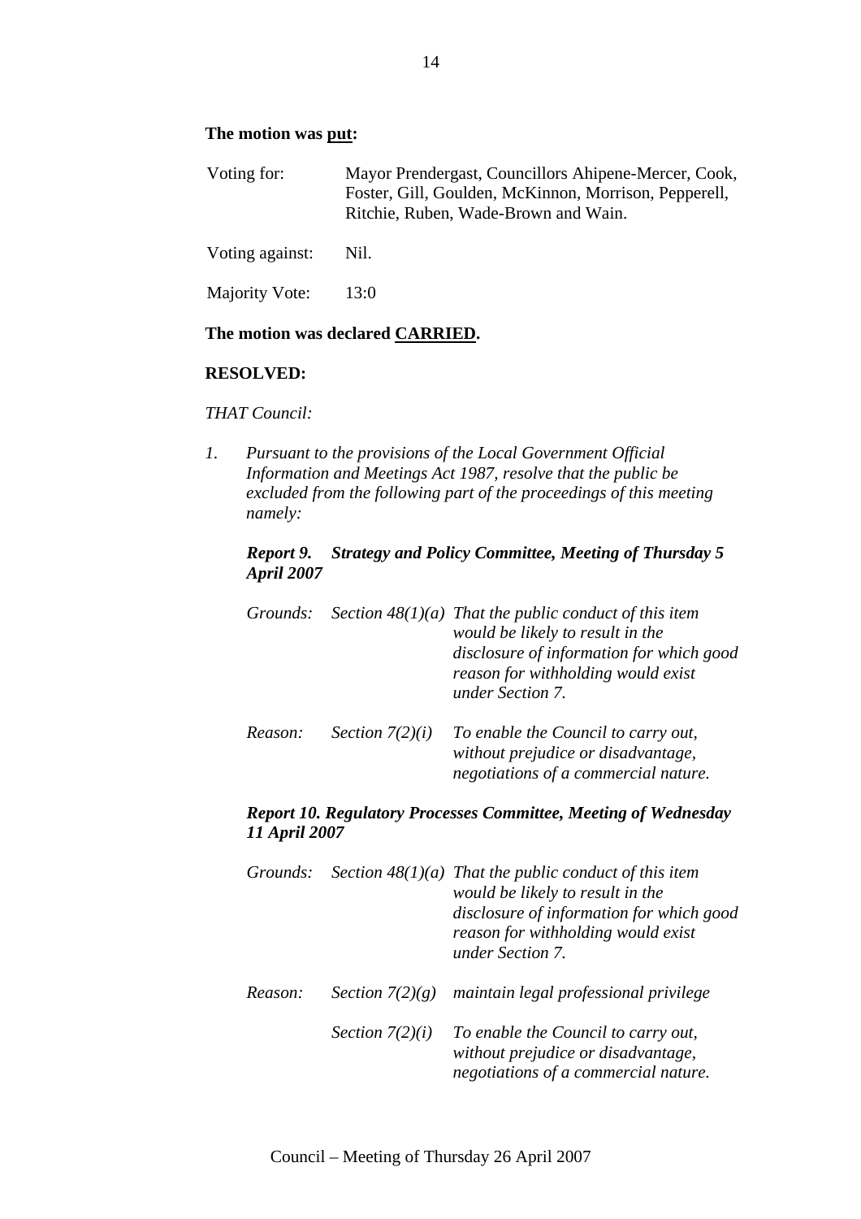**The motion was put:**

| | |
|---|---|
| Voting for: | Mayor Prendergast, Councillors Ahipene-Mercer, Cook, Foster, Gill, Goulden, McKinnon, Morrison, Pepperell, Ritchie, Ruben, Wade-Brown and Wain. |
| Voting against: | Nil. |
| Majority Vote: | 13:0 |

**The motion was declared CARRIED.**

**RESOLVED:**

*THAT Council:*

1. *Pursuant to the provisions of the Local Government Official Information and Meetings Act 1987, resolve that the public be excluded from the following part of the proceedings of this meeting namely:*

***Report 9. Strategy and Policy Committee, Meeting of Thursday 5 April 2007***

| | | |
|---|---|---|
| *Grounds:* | *Section 48(1)(a)* | *That the public conduct of this item would be likely to result in the disclosure of information for which good reason for withholding would exist under Section 7.* |
| *Reason:* | *Section 7(2)(i)* | *To enable the Council to carry out, without prejudice or disadvantage, negotiations of a commercial nature.* |

***Report 10. Regulatory Processes Committee, Meeting of Wednesday 11 April 2007***

| | | |
|---|---|---|
| *Grounds:* | *Section 48(1)(a)* | *That the public conduct of this item would be likely to result in the disclosure of information for which good reason for withholding would exist under Section 7.* |
| *Reason:* | *Section 7(2)(g)* | *maintain legal professional privilege* |
| | *Section 7(2)(i)* | *To enable the Council to carry out, without prejudice or disadvantage, negotiations of a commercial nature.* |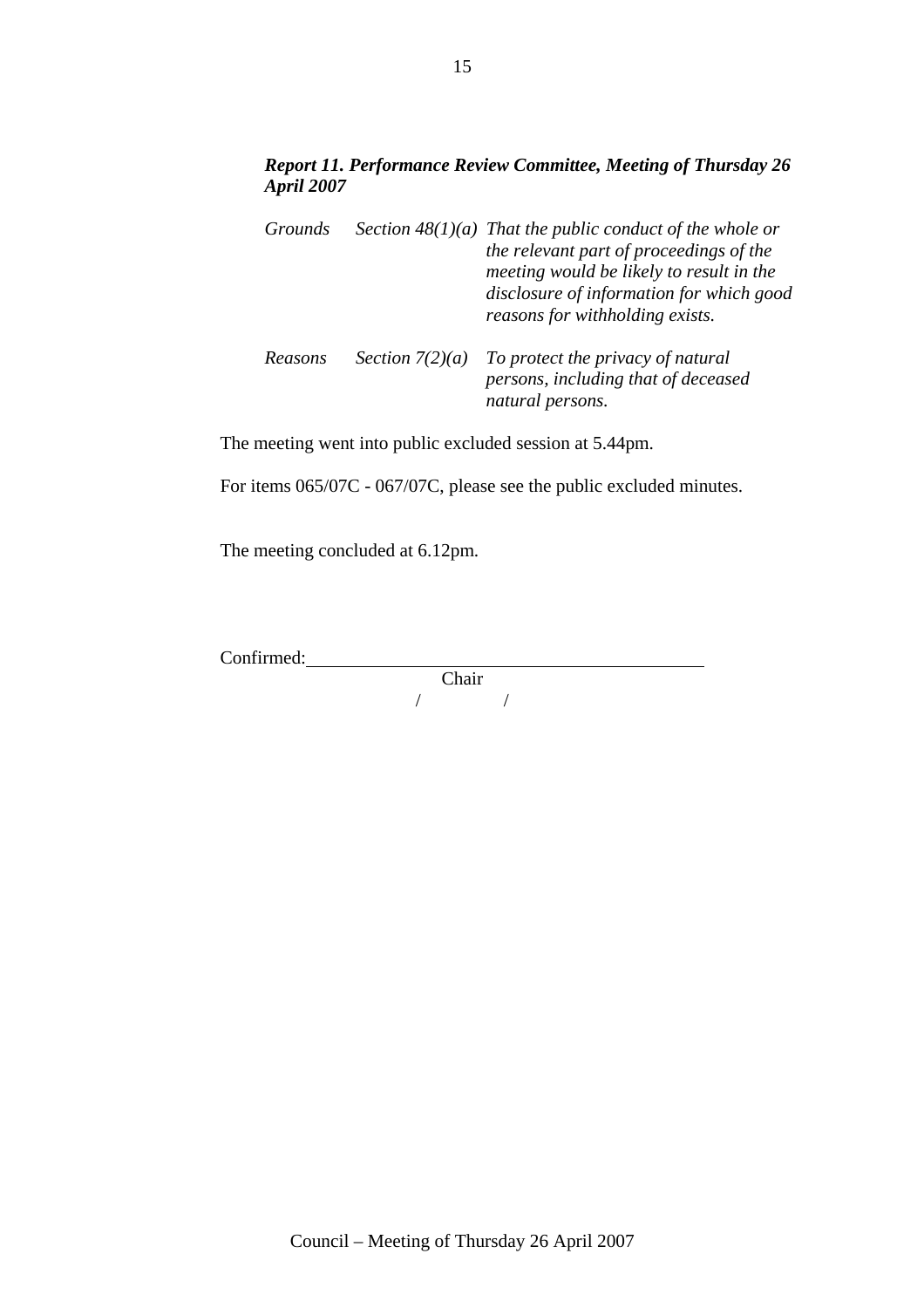***Report 11. Performance Review Committee, Meeting of Thursday 26 April 2007***

| | | |
|---|---|---|
| *Grounds* | *Section 48(1)(a)* | *That the public conduct of the whole or the relevant part of proceedings of the meeting would be likely to result in the disclosure of information for which good reasons for withholding exists.* |
| *Reasons* | *Section 7(2)(a)* | *To protect the privacy of natural persons, including that of deceased natural persons.* |

The meeting went into public excluded session at 5.44pm.

For items 065/07C - 067/07C, please see the public excluded minutes.

The meeting concluded at 6.12pm.

Confirmed: \_\_\_\_\_\_\_\_\_\_\_\_\_\_\_\_\_\_\_\_\_\_\_\_\_\_\_\_\_\_\_\_\_\_\_\_

Chair

/ /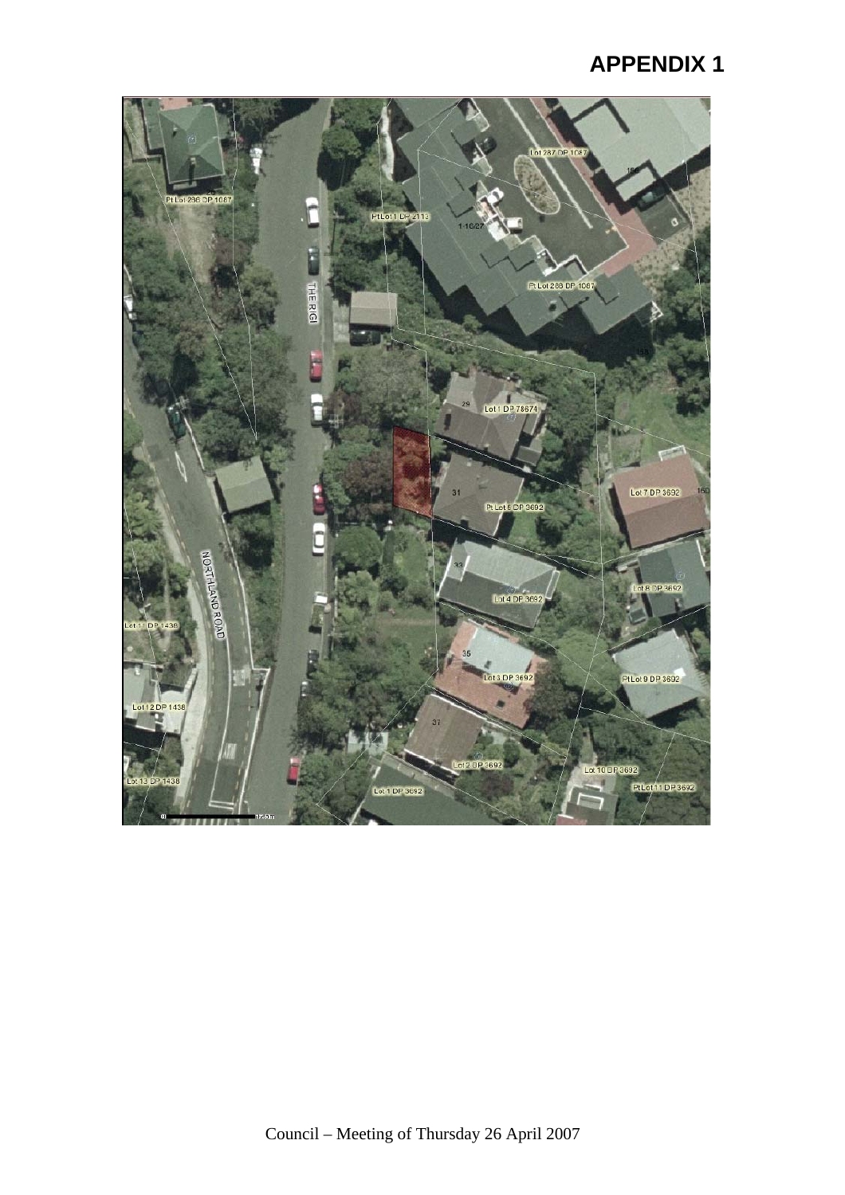# APPENDIX 1

Council – Meeting of Thursday 26 April 2007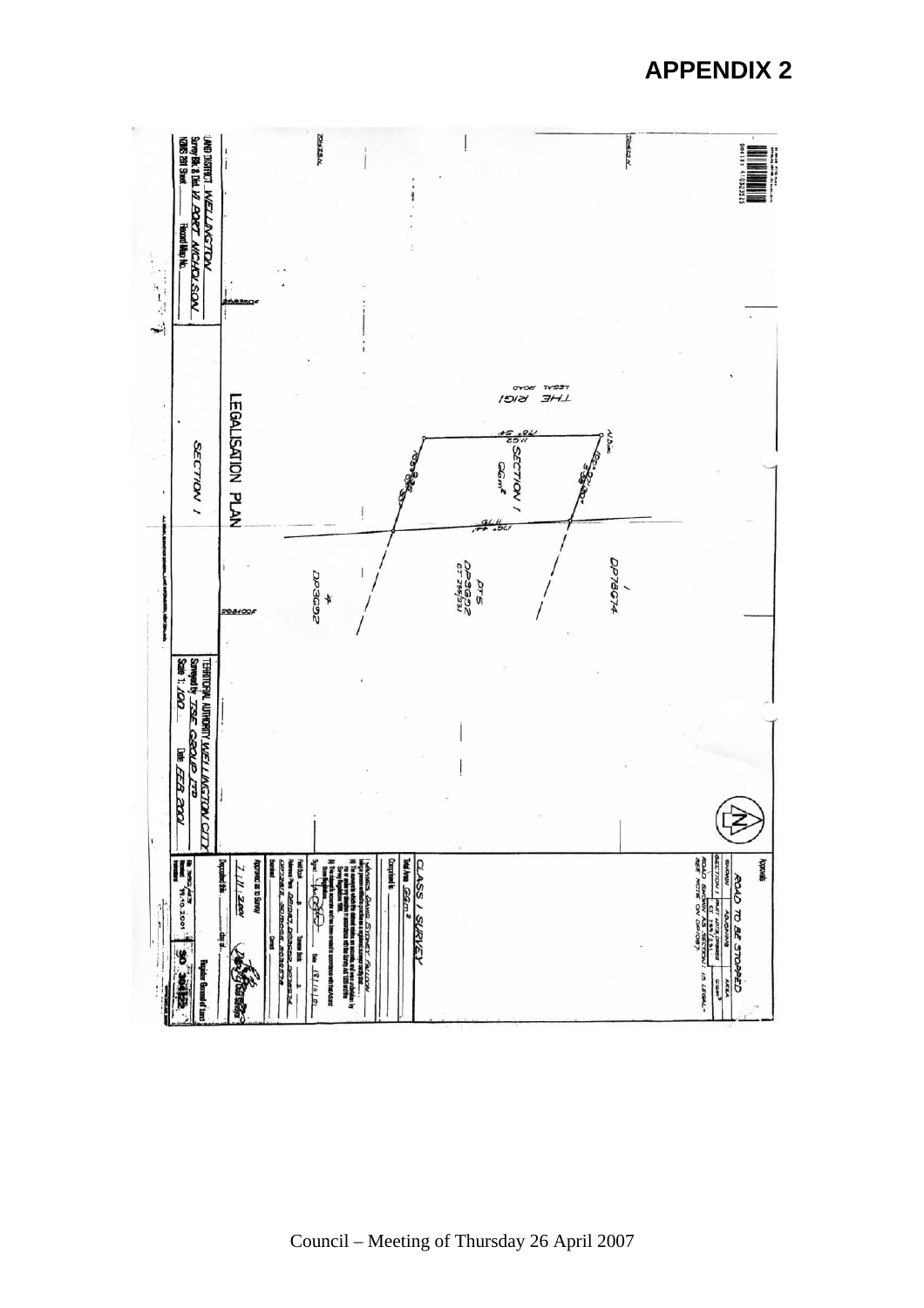# APPENDIX 2

LEGALISATION PLAN

SECTION 1

LAND DISTRICT WELLINGTON
Survey Blk & Dist. XI PORT NICHOLSON

TERRITORIAL AUTHORITY WELLINGTON CITY
Surveyed by TSE GROUP LTD
Scale 1: 100
Date FEB 2001

THE RIGI
LEGAL ROAD

SECTION 1
66m²

DP78674

PT 5
DP3692
CT 25A/231

DP3692

Approvals

ROAD TO BE STOPPED

| SHOWN | ADJOINING | AREA |
|---|---|---|
| SECTION 1 | PT LOT 5 DP 3692 CT 25A/231 | 66m² |

ROAD SHOWN AS SECTION 1 IS LEGAL ROAD

CLASS I SURVEY

Total Area 66m²

Approved as to Survey
7/11/2001

Date 18/10/01

SO 38122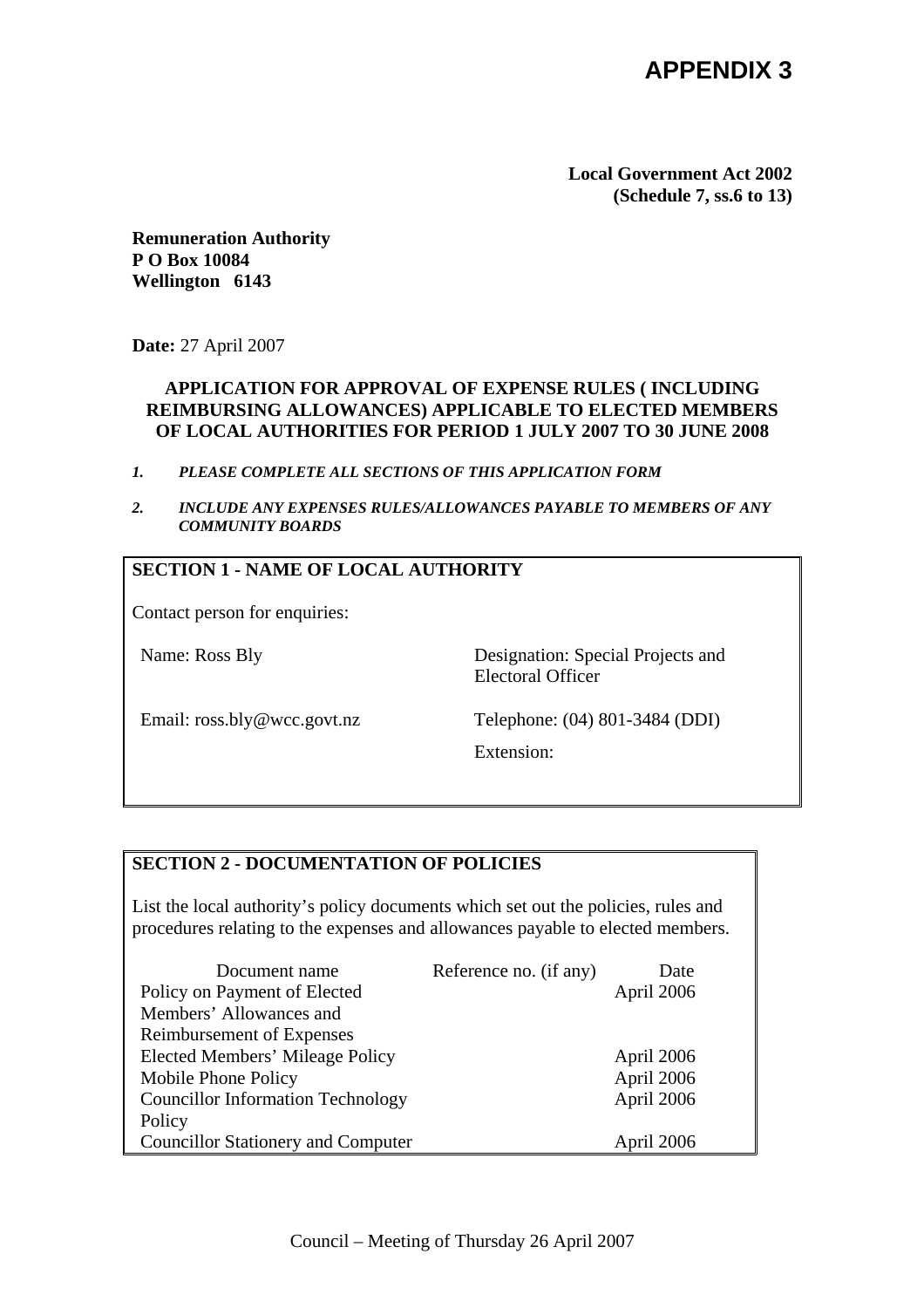# APPENDIX 3

**Local Government Act 2002**
**(Schedule 7, ss.6 to 13)**

**Remuneration Authority**
**P O Box 10084**
**Wellington 6143**

**Date:** 27 April 2007

**APPLICATION FOR APPROVAL OF EXPENSE RULES ( INCLUDING REIMBURSING ALLOWANCES) APPLICABLE TO ELECTED MEMBERS OF LOCAL AUTHORITIES FOR PERIOD 1 JULY 2007 TO 30 JUNE 2008**

1. ***PLEASE COMPLETE ALL SECTIONS OF THIS APPLICATION FORM***
2. ***INCLUDE ANY EXPENSES RULES/ALLOWANCES PAYABLE TO MEMBERS OF ANY COMMUNITY BOARDS***

## SECTION 1 - NAME OF LOCAL AUTHORITY

Contact person for enquiries:

Name: Ross Bly

Designation: Special Projects and Electoral Officer

Email: ross.bly@wcc.govt.nz

Telephone: (04) 801-3484 (DDI)

Extension:

## SECTION 2 - DOCUMENTATION OF POLICIES

List the local authority's policy documents which set out the policies, rules and procedures relating to the expenses and allowances payable to elected members.

| Document name | Reference no. (if any) | Date |
|---|---|---|
| Policy on Payment of Elected Members' Allowances and Reimbursement of Expenses | | April 2006 |
| Elected Members' Mileage Policy | | April 2006 |
| Mobile Phone Policy | | April 2006 |
| Councillor Information Technology Policy | | April 2006 |
| Councillor Stationery and Computer | | April 2006 |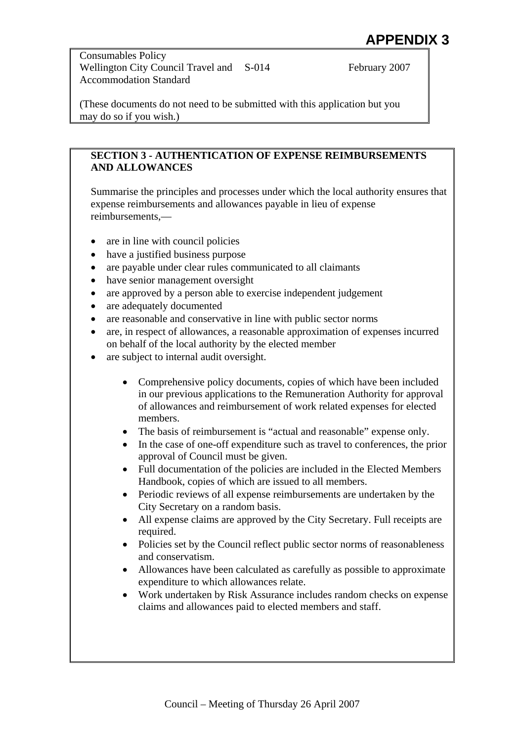# APPENDIX 3

| | | |
|---|---|---|
| Consumables Policy | | |
| Wellington City Council Travel and Accommodation Standard | S-014 | February 2007 |

(These documents do not need to be submitted with this application but you may do so if you wish.)

**SECTION 3 - AUTHENTICATION OF EXPENSE REIMBURSEMENTS AND ALLOWANCES**

Summarise the principles and processes under which the local authority ensures that expense reimbursements and allowances payable in lieu of expense reimbursements,—

- are in line with council policies
- have a justified business purpose
- are payable under clear rules communicated to all claimants
- have senior management oversight
- are approved by a person able to exercise independent judgement
- are adequately documented
- are reasonable and conservative in line with public sector norms
- are, in respect of allowances, a reasonable approximation of expenses incurred on behalf of the local authority by the elected member
- are subject to internal audit oversight.

  - Comprehensive policy documents, copies of which have been included in our previous applications to the Remuneration Authority for approval of allowances and reimbursement of work related expenses for elected members.
  - The basis of reimbursement is "actual and reasonable" expense only.
  - In the case of one-off expenditure such as travel to conferences, the prior approval of Council must be given.
  - Full documentation of the policies are included in the Elected Members Handbook, copies of which are issued to all members.
  - Periodic reviews of all expense reimbursements are undertaken by the City Secretary on a random basis.
  - All expense claims are approved by the City Secretary. Full receipts are required.
  - Policies set by the Council reflect public sector norms of reasonableness and conservatism.
  - Allowances have been calculated as carefully as possible to approximate expenditure to which allowances relate.
  - Work undertaken by Risk Assurance includes random checks on expense claims and allowances paid to elected members and staff.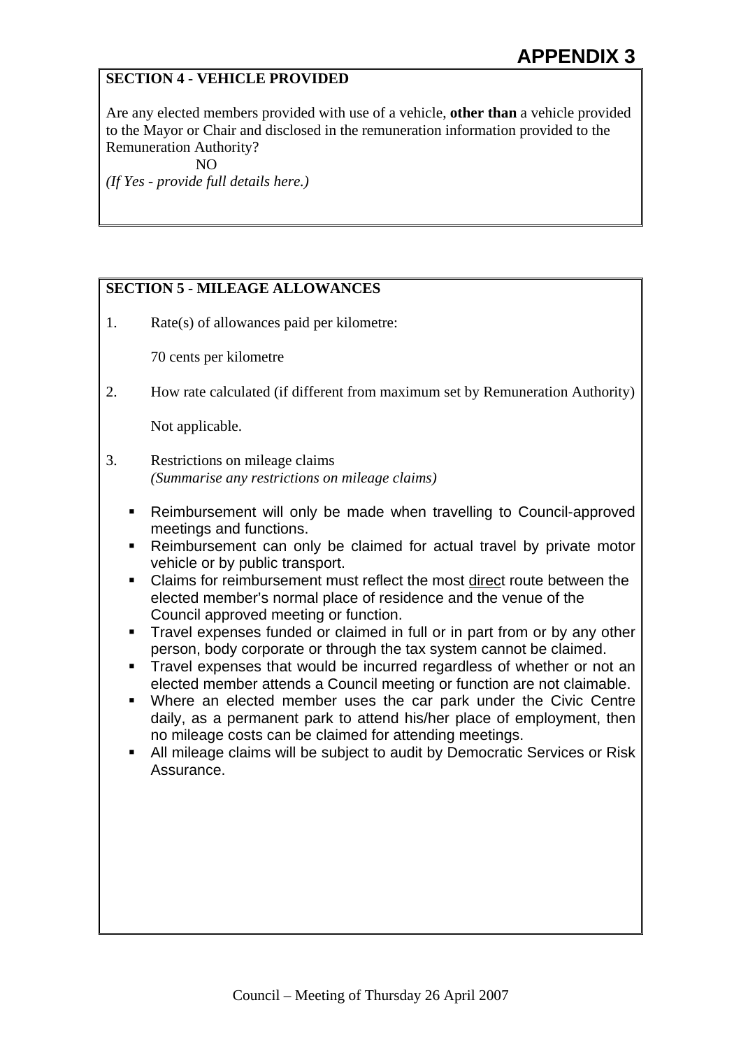**APPENDIX 3**

**SECTION 4 - VEHICLE PROVIDED**

Are any elected members provided with use of a vehicle, **other than** a vehicle provided to the Mayor or Chair and disclosed in the remuneration information provided to the Remuneration Authority?

NO

*(If Yes - provide full details here.)*

**SECTION 5 - MILEAGE ALLOWANCES**

1. Rate(s) of allowances paid per kilometre:

   70 cents per kilometre

2. How rate calculated (if different from maximum set by Remuneration Authority)

   Not applicable.

3. Restrictions on mileage claims
   *(Summarise any restrictions on mileage claims)*

- Reimbursement will only be made when travelling to Council-approved meetings and functions.
- Reimbursement can only be claimed for actual travel by private motor vehicle or by public transport.
- Claims for reimbursement must reflect the most direct route between the elected member's normal place of residence and the venue of the Council approved meeting or function.
- Travel expenses funded or claimed in full or in part from or by any other person, body corporate or through the tax system cannot be claimed.
- Travel expenses that would be incurred regardless of whether or not an elected member attends a Council meeting or function are not claimable.
- Where an elected member uses the car park under the Civic Centre daily, as a permanent park to attend his/her place of employment, then no mileage costs can be claimed for attending meetings.
- All mileage claims will be subject to audit by Democratic Services or Risk Assurance.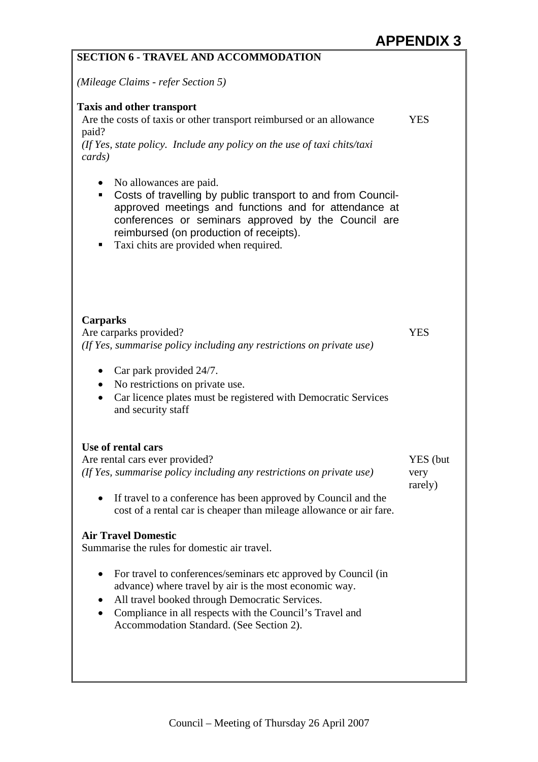# APPENDIX 3

## SECTION 6 - TRAVEL AND ACCOMMODATION

*(Mileage Claims - refer Section 5)*

**Taxis and other transport**

Are the costs of taxis or other transport reimbursed or an allowance paid? — YES

*(If Yes, state policy. Include any policy on the use of taxi chits/taxi cards)*

- No allowances are paid.
- Costs of travelling by public transport to and from Council-approved meetings and functions and for attendance at conferences or seminars approved by the Council are reimbursed (on production of receipts).
- Taxi chits are provided when required.

**Carparks**

Are carparks provided? — YES

*(If Yes, summarise policy including any restrictions on private use)*

- Car park provided 24/7.
- No restrictions on private use.
- Car licence plates must be registered with Democratic Services and security staff

**Use of rental cars**

Are rental cars ever provided? — YES (but very rarely)

*(If Yes, summarise policy including any restrictions on private use)*

- If travel to a conference has been approved by Council and the cost of a rental car is cheaper than mileage allowance or air fare.

**Air Travel Domestic**

Summarise the rules for domestic air travel.

- For travel to conferences/seminars etc approved by Council (in advance) where travel by air is the most economic way.
- All travel booked through Democratic Services.
- Compliance in all respects with the Council's Travel and Accommodation Standard. (See Section 2).

Council – Meeting of Thursday 26 April 2007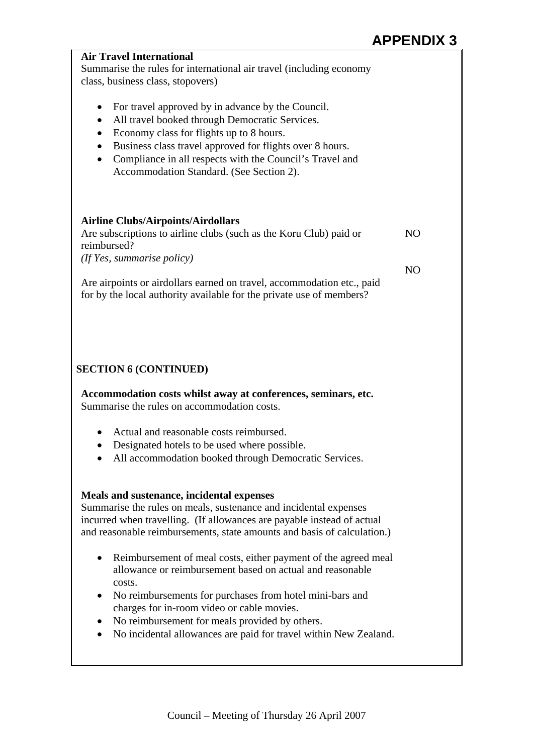# APPENDIX 3

**Air Travel International**
Summarise the rules for international air travel (including economy class, business class, stopovers)

- For travel approved by in advance by the Council.
- All travel booked through Democratic Services.
- Economy class for flights up to 8 hours.
- Business class travel approved for flights over 8 hours.
- Compliance in all respects with the Council's Travel and Accommodation Standard. (See Section 2).

**Airline Clubs/Airpoints/Airdollars**

Are subscriptions to airline clubs (such as the Koru Club) paid or reimbursed? NO
*(If Yes, summarise policy)*

Are airpoints or airdollars earned on travel, accommodation etc., paid for by the local authority available for the private use of members? NO

**SECTION 6 (CONTINUED)**

**Accommodation costs whilst away at conferences, seminars, etc.**
Summarise the rules on accommodation costs.

- Actual and reasonable costs reimbursed.
- Designated hotels to be used where possible.
- All accommodation booked through Democratic Services.

**Meals and sustenance, incidental expenses**
Summarise the rules on meals, sustenance and incidental expenses incurred when travelling. (If allowances are payable instead of actual and reasonable reimbursements, state amounts and basis of calculation.)

- Reimbursement of meal costs, either payment of the agreed meal allowance or reimbursement based on actual and reasonable costs.
- No reimbursements for purchases from hotel mini-bars and charges for in-room video or cable movies.
- No reimbursement for meals provided by others.
- No incidental allowances are paid for travel within New Zealand.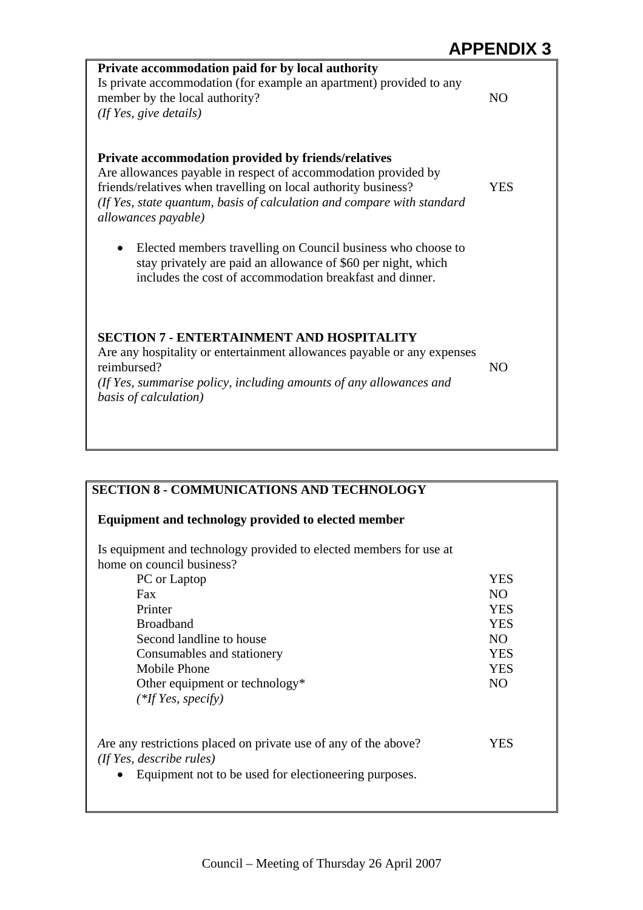# APPENDIX 3

**Private accommodation paid for by local authority**

Is private accommodation (for example an apartment) provided to any member by the local authority? NO

*(If Yes, give details)*

**Private accommodation provided by friends/relatives**

Are allowances payable in respect of accommodation provided by friends/relatives when travelling on local authority business? YES

*(If Yes, state quantum, basis of calculation and compare with standard allowances payable)*

- Elected members travelling on Council business who choose to stay privately are paid an allowance of $60 per night, which includes the cost of accommodation breakfast and dinner.

## SECTION 7 - ENTERTAINMENT AND HOSPITALITY

Are any hospitality or entertainment allowances payable or any expenses reimbursed? NO

*(If Yes, summarise policy, including amounts of any allowances and basis of calculation)*

## SECTION 8 - COMMUNICATIONS AND TECHNOLOGY

**Equipment and technology provided to elected member**

Is equipment and technology provided to elected members for use at home on council business?

| Item | |
|---|---|
| PC or Laptop | YES |
| Fax | NO |
| Printer | YES |
| Broadband | YES |
| Second landline to house | NO |
| Consumables and stationery | YES |
| Mobile Phone | YES |
| Other equipment or technology* | NO |

*(*If Yes, specify)*

Are any restrictions placed on private use of any of the above? YES

*(If Yes, describe rules)*

- Equipment not to be used for electioneering purposes.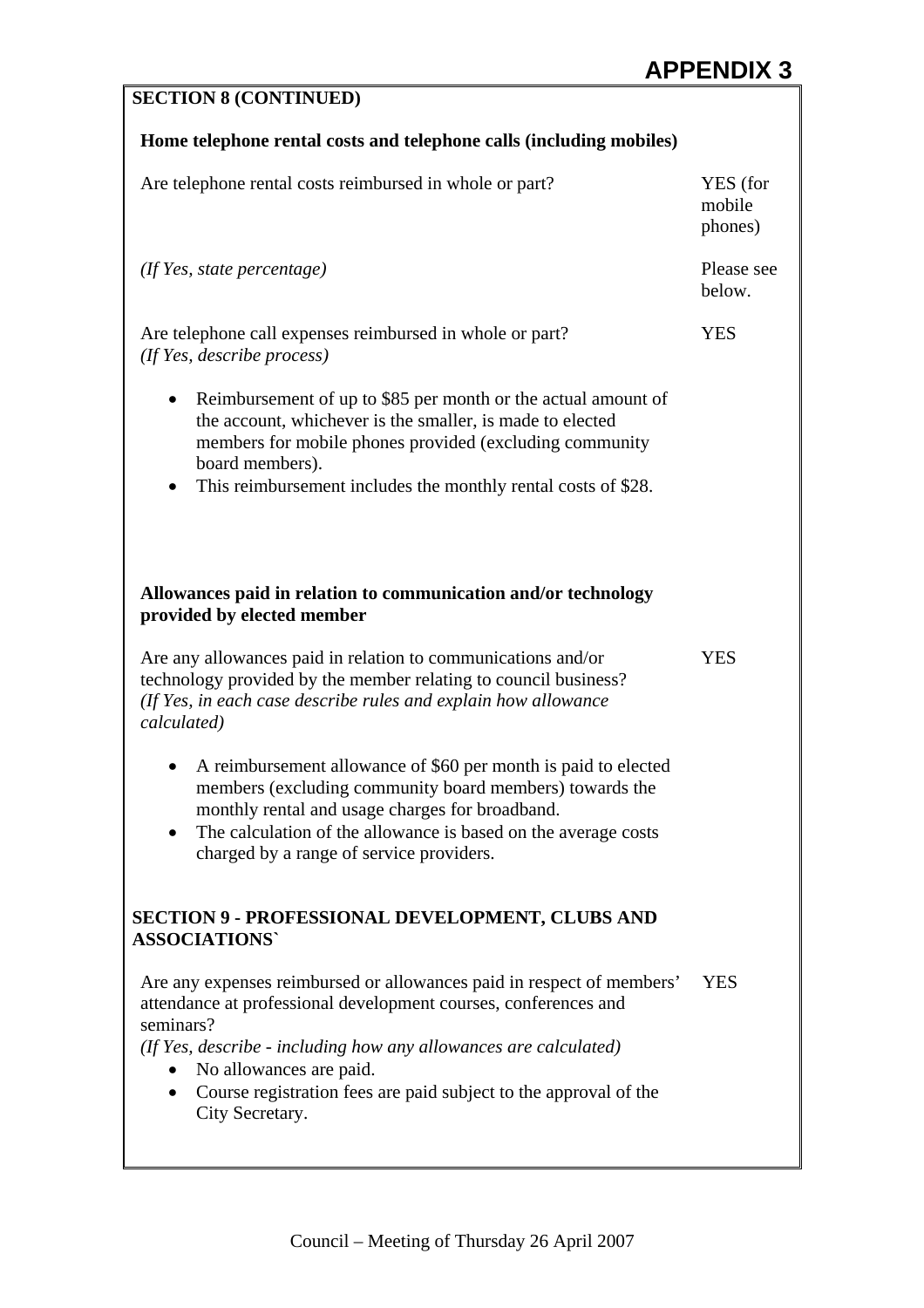# APPENDIX 3

## SECTION 8 (CONTINUED)

### Home telephone rental costs and telephone calls (including mobiles)

| | |
|---|---|
| Are telephone rental costs reimbursed in whole or part? | YES (for mobile phones) |
| *(If Yes, state percentage)* | Please see below. |
| Are telephone call expenses reimbursed in whole or part? *(If Yes, describe process)* | YES |

- Reimbursement of up to $85 per month or the actual amount of the account, whichever is the smaller, is made to elected members for mobile phones provided (excluding community board members).
- This reimbursement includes the monthly rental costs of $28.

### Allowances paid in relation to communication and/or technology provided by elected member

| | |
|---|---|
| Are any allowances paid in relation to communications and/or technology provided by the member relating to council business? *(If Yes, in each case describe rules and explain how allowance calculated)* | YES |

- A reimbursement allowance of $60 per month is paid to elected members (excluding community board members) towards the monthly rental and usage charges for broadband.
- The calculation of the allowance is based on the average costs charged by a range of service providers.

## SECTION 9 - PROFESSIONAL DEVELOPMENT, CLUBS AND ASSOCIATIONS`

| | |
|---|---|
| Are any expenses reimbursed or allowances paid in respect of members' attendance at professional development courses, conferences and seminars? *(If Yes, describe - including how any allowances are calculated)* | YES |

- No allowances are paid.
- Course registration fees are paid subject to the approval of the City Secretary.

Council – Meeting of Thursday 26 April 2007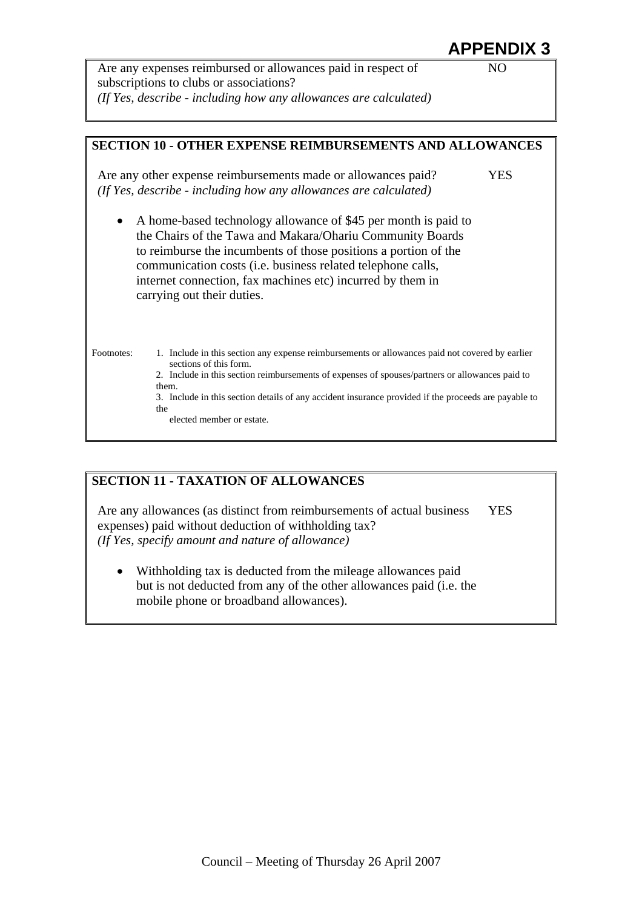# APPENDIX 3

| | |
|---|---|
| Are any expenses reimbursed or allowances paid in respect of subscriptions to clubs or associations?<br>*(If Yes, describe - including how any allowances are calculated)* | NO |

## SECTION 10 - OTHER EXPENSE REIMBURSEMENTS AND ALLOWANCES

Are any other expense reimbursements made or allowances paid? YES
*(If Yes, describe - including how any allowances are calculated)*

- A home-based technology allowance of $45 per month is paid to the Chairs of the Tawa and Makara/Ohariu Community Boards to reimburse the incumbents of those positions a portion of the communication costs (i.e. business related telephone calls, internet connection, fax machines etc) incurred by them in carrying out their duties.

Footnotes:

1. Include in this section any expense reimbursements or allowances paid not covered by earlier sections of this form.
2. Include in this section reimbursements of expenses of spouses/partners or allowances paid to them.
3. Include in this section details of any accident insurance provided if the proceeds are payable to the elected member or estate.

## SECTION 11 - TAXATION OF ALLOWANCES

Are any allowances (as distinct from reimbursements of actual business expenses) paid without deduction of withholding tax? YES
*(If Yes, specify amount and nature of allowance)*

- Withholding tax is deducted from the mileage allowances paid but is not deducted from any of the other allowances paid (i.e. the mobile phone or broadband allowances).

Council – Meeting of Thursday 26 April 2007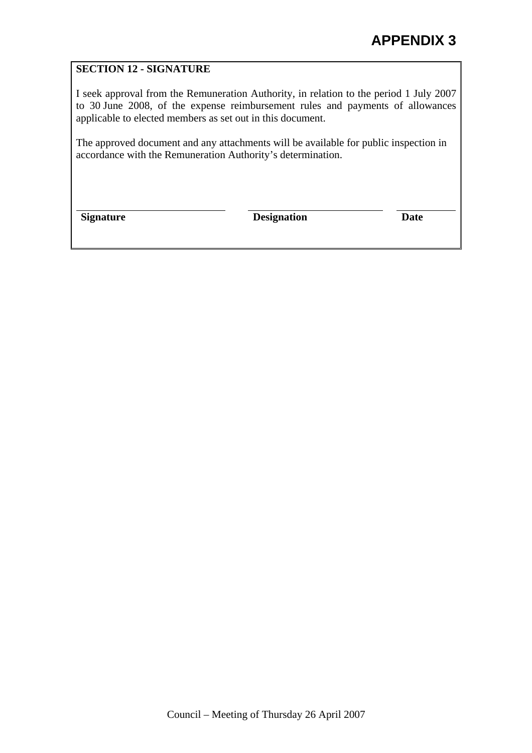# APPENDIX 3

**SECTION 12 - SIGNATURE**

I seek approval from the Remuneration Authority, in relation to the period 1 July 2007 to 30 June 2008, of the expense reimbursement rules and payments of allowances applicable to elected members as set out in this document.

The approved document and any attachments will be available for public inspection in accordance with the Remuneration Authority's determination.

| | | |
|---|---|---|
| **Signature** | **Designation** | **Date** |